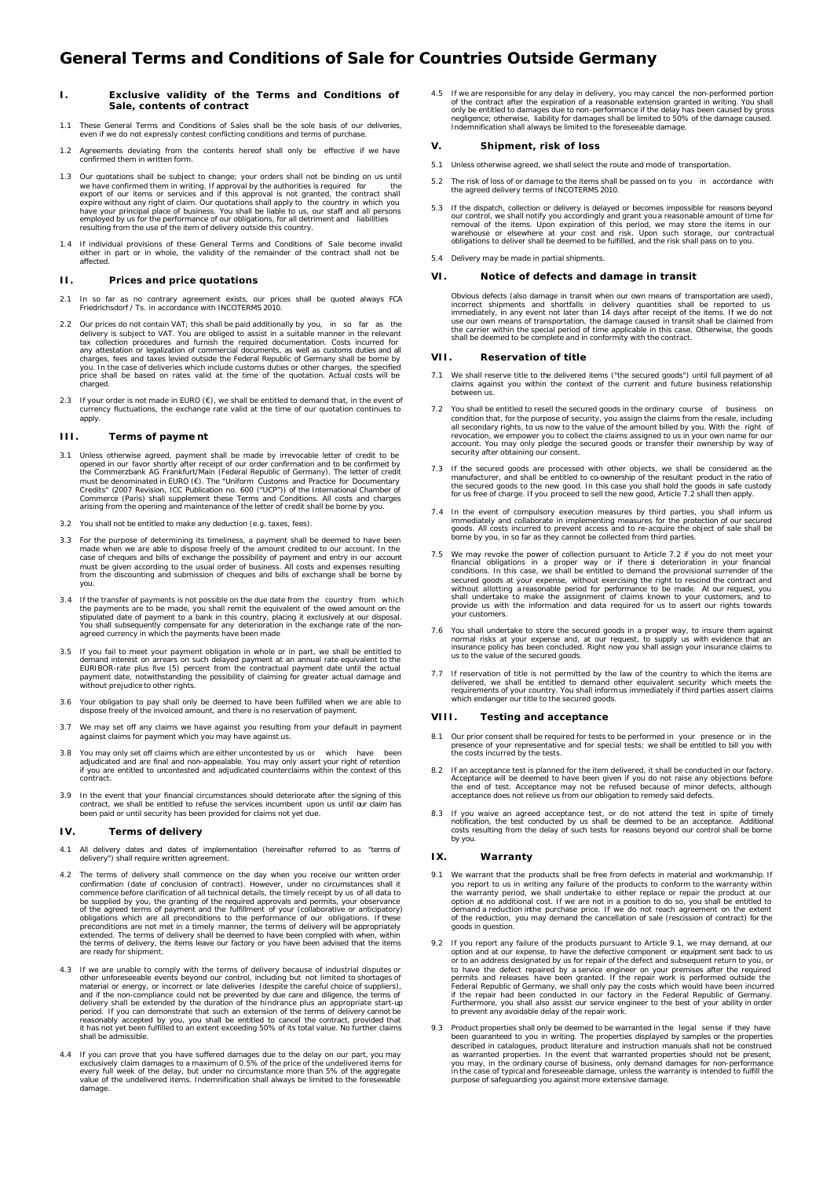# General Terms and Conditions of Sale for Countries Outside Germany

## I. Exclusive validity of the Terms and Conditions of Sale, contents of contract

1.1 These General Terms and Conditions of Sales shall be the sole basis of our deliveries, even if we do not expressly contest conflicting conditions and terms of purchase.

1.2 Agreements deviating from the contents hereof shall only be effective if we have confirmed them in written form.

1.3 Our quotations shall be subject to change; your orders shall not be binding on us until we have confirmed them in writing. If approval by the authorities is required for the export of our items or services and if this approval is not granted, the contract shall expire without any right of claim. Our quotations shall apply to the country in which you have your principal place of business. You shall be liable to us, our staff and all persons employed by us for the performance of our obligations, for all detriment and liabilities resulting from the use of the item of delivery outside this country.

1.4 If individual provisions of these General Terms and Conditions of Sale become invalid either in part or in whole, the validity of the remainder of the contract shall not be affected.

## II. Prices and price quotations

2.1 In so far as no contrary agreement exists, our prices shall be quoted always FCA Friedrichsdorf / Ts. in accordance with INCOTERMS 2010.

2.2 Our prices do not contain VAT; this shall be paid additionally by you, in so far as the delivery is subject to VAT. You are obliged to assist in a suitable manner in the relevant tax collection procedures and furnish the required documentation. Costs incurred for any attestation or legalization of commercial documents, as well as customs duties and all charges, fees and taxes levied outside the Federal Republic of Germany shall be borne by you. In the case of deliveries which include customs duties or other charges, the specified price shall be based on rates valid at the time of the quotation. Actual costs will be charged.

2.3 If your order is not made in EURO (€), we shall be entitled to demand that, in the event of currency fluctuations, the exchange rate valid at the time of our quotation continues to apply.

## III. Terms of payment

3.1 Unless otherwise agreed, payment shall be made by irrevocable letter of credit to be opened in our favor shortly after receipt of our order confirmation and to be confirmed by the Commerzbank AG Frankfurt/Main (Federal Republic of Germany). The letter of credit must be denominated in EURO (€). The "Uniform Customs and Practice for Documentary Credits" (2007 Revision, ICC Publication no. 600 ("UCP")) of the International Chamber of Commerce (Paris) shall supplement these Terms and Conditions. All costs and charges arising from the opening and maintenance of the letter of credit shall be borne by you.

3.2 You shall not be entitled to make any deduction (e.g. taxes, fees).

3.3 For the purpose of determining its timeliness, a payment shall be deemed to have been made when we are able to dispose freely of the amount credited to our account. In the case of cheques and bills of exchange the possibility of payment and entry in our account must be given according to the usual order of business. All costs and expenses resulting from the discounting and submission of cheques and bills of exchange shall be borne by you.

3.4 If the transfer of payments is not possible on the due date from the country from which the payments are to be made, you shall remit the equivalent of the owed amount on the stipulated date of payment to a bank in this country, placing it exclusively at our disposal. You shall subsequently compensate for any deterioration in the exchange rate of the non-agreed currency in which the payments have been made

3.5 If you fail to meet your payment obligation in whole or in part, we shall be entitled to demand interest on arrears on such delayed payment at an annual rate equivalent to the EURIBOR-rate plus five (5) percent from the contractual payment date until the actual payment date, notwithstanding the possibility of claiming for greater actual damage and without prejudice to other rights.

3.6 Your obligation to pay shall only be deemed to have been fulfilled when we are able to dispose freely of the invoiced amount, and there is no reservation of payment.

3.7 We may set off any claims we have against you resulting from your default in payment against claims for payment which you may have against us.

3.8 You may only set off claims which are either uncontested by us or which have been adjudicated and are final and non-appealable. You may only assert your right of retention if you are entitled to uncontested and adjudicated counterclaims within the context of this contract.

3.9 In the event that your financial circumstances should deteriorate after the signing of this contract, we shall be entitled to refuse the services incumbent upon us until our claim has been paid or until security has been provided for claims not yet due.

## IV. Terms of delivery

4.1 All delivery dates and dates of implementation (hereinafter referred to as "terms of delivery") shall require written agreement.

4.2 The terms of delivery shall commence on the day when you receive our written order confirmation (date of conclusion of contract). However, under no circumstances shall it commence before clarification of all technical details, the timely receipt by us of all data to be supplied by you, the granting of the required approvals and permits, your observance of the agreed terms of payment and the fulfillment of your (collaborative or anticipatory) obligations which are all preconditions to the performance of our obligations. If these preconditions are not met in a timely manner, the terms of delivery will be appropriately extended. The terms of delivery shall be deemed to have been complied with when, within the terms of delivery, the items leave our factory or you have been advised that the items are ready for shipment.

4.3 If we are unable to comply with the terms of delivery because of industrial disputes or other unforeseeable events beyond our control, including but not limited to shortages of material or energy, or incorrect or late deliveries (despite the careful choice of suppliers), and if the non-compliance could not be prevented by due care and diligence, the terms of delivery shall be extended by the duration of the hindrance plus an appropriate start-up period. If you can demonstrate that such an extension of the terms of delivery cannot be reasonably accepted by you, you shall be entitled to cancel the contract, provided that it has not yet been fulfilled to an extent exceeding 50% of its total value. No further claims shall be admissible.

4.4 If you can prove that you have suffered damages due to the delay on our part, you may exclusively claim damages to a maximum of 0.5% of the price of the undelivered items for every full week of the delay, but under no circumstance more than 5% of the aggregate value of the undelivered items. Indemnification shall always be limited to the foreseeable damage.

4.5 If we are responsible for any delay in delivery, you may cancel the non-performed portion of the contract after the expiration of a reasonable extension granted in writing. You shall only be entitled to damages due to non-performance if the delay has been caused by gross negligence; otherwise, liability for damages shall be limited to 50% of the damage caused. Indemnification shall always be limited to the foreseeable damage.

## V. Shipment, risk of loss

5.1 Unless otherwise agreed, we shall select the route and mode of transportation.

5.2 The risk of loss of or damage to the items shall be passed on to you in accordance with the agreed delivery terms of INCOTERMS 2010.

5.3 If the dispatch, collection or delivery is delayed or becomes impossible for reasons beyond our control, we shall notify you accordingly and grant you a reasonable amount of time for removal of the items. Upon expiration of this period, we may store the items in our warehouse or elsewhere at your cost and risk. Upon such storage, our contractual obligations to deliver shall be deemed to be fulfilled, and the risk shall pass on to you.

5.4 Delivery may be made in partial shipments.

## VI. Notice of defects and damage in transit

Obvious defects (also damage in transit when our own means of transportation are used), incorrect shipments and shortfalls in delivery quantities shall be reported to us immediately, in any event not later than 14 days after receipt of the items. If we do not use our own means of transportation, the damage caused in transit shall be claimed from the carrier within the special period of time applicable in this case. Otherwise, the goods shall be deemed to be complete and in conformity with the contract.

## VII. Reservation of title

7.1 We shall reserve title to the delivered items ("the secured goods") until full payment of all claims against you within the context of the current and future business relationship between us.

7.2 You shall be entitled to resell the secured goods in the ordinary course of business on condition that, for the purpose of security, you assign the claims from the resale, including all secondary rights, to us now to the value of the amount billed by you. With the right of revocation, we empower you to collect the claims assigned to us in your own name for our account. You may only pledge the secured goods or transfer their ownership by way of security after obtaining our consent.

7.3 If the secured goods are processed with other objects, we shall be considered as the manufacturer, and shall be entitled to co-ownership of the resultant product in the ratio of the secured goods to the new good. In this case you shall hold the goods in safe custody for us free of charge. If you proceed to sell the new good, Article 7.2 shall then apply.

7.4 In the event of compulsory execution measures by third parties, you shall inform us immediately and collaborate in implementing measures for the protection of our secured goods. All costs incurred to prevent access and to re-acquire the object of sale shall be borne by you, in so far as they cannot be collected from third parties.

7.5 We may revoke the power of collection pursuant to Article 7.2 if you do not meet your financial obligations in a proper way or if there is deterioration in your financial conditions. In this case, we shall be entitled to demand the provisional surrender of the secured goods at your expense, without exercising the right to rescind the contract and without allotting a reasonable period for performance to be made. At our request, you shall undertake to make the assignment of claims known to your customers, and to provide us with the information and data required for us to assert our rights towards your customers.

7.6 You shall undertake to store the secured goods in a proper way, to insure them against normal risks at your expense and, at our request, to supply us with evidence that an insurance policy has been concluded. Right now you shall assign your insurance claims to us to the value of the secured goods.

7.7 If reservation of title is not permitted by the law of the country to which the items are delivered, we shall be entitled to demand other equivalent security which meets the requirements of your country. You shall inform us immediately if third parties assert claims which endanger our title to the secured goods.

## VIII. Testing and acceptance

8.1 Our prior consent shall be required for tests to be performed in your presence or in the presence of your representative and for special tests; we shall be entitled to bill you with the costs incurred by the tests.

8.2 If an acceptance test is planned for the item delivered, it shall be conducted in our factory. Acceptance will be deemed to have been given if you do not raise any objections before the end of test. Acceptance may not be refused because of minor defects, although acceptance does not relieve us from our obligation to remedy said defects.

8.3 If you waive an agreed acceptance test, or do not attend the test in spite of timely notification, the test conducted by us shall be deemed to be an acceptance. Additional costs resulting from the delay of such tests for reasons beyond our control shall be borne by you.

## IX. Warranty

9.1 We warrant that the products shall be free from defects in material and workmanship. If you report to us in writing any failure of the products to conform to the warranty within the warranty period, we shall undertake to either replace or repair the product at our option at no additional cost. If we are not in a position to do so, you shall be entitled to demand a reduction in the purchase price. If we do not reach agreement on the extent of the reduction, you may demand the cancellation of sale (rescission of contract) for the goods in question.

9.2 If you report any failure of the products pursuant to Article 9.1, we may demand, at our option and at our expense, to have the defective component or equipment sent back to us or to an address designated by us for repair of the defect and subsequent return to you, or to have the defect repaired by a service engineer on your premises after the required permits and releases have been granted. If the repair work is performed outside the Federal Republic of Germany, we shall only pay the costs which would have been incurred if the repair had been conducted in our factory in the Federal Republic of Germany. Furthermore, you shall also assist our service engineer to the best of your ability in order to prevent any avoidable delay of the repair work.

9.3 Product properties shall only be deemed to be warranted in the legal sense if they have been guaranteed to you in writing. The properties displayed by samples or the properties described in catalogues, product literature and instruction manuals shall not be construed as warranted properties. In the event that warranted properties should not be present, you may, in the ordinary course of business, only demand damages for non-performance in the case of typical and foreseeable damage, unless the warranty is intended to fulfill the purpose of safeguarding you against more extensive damage.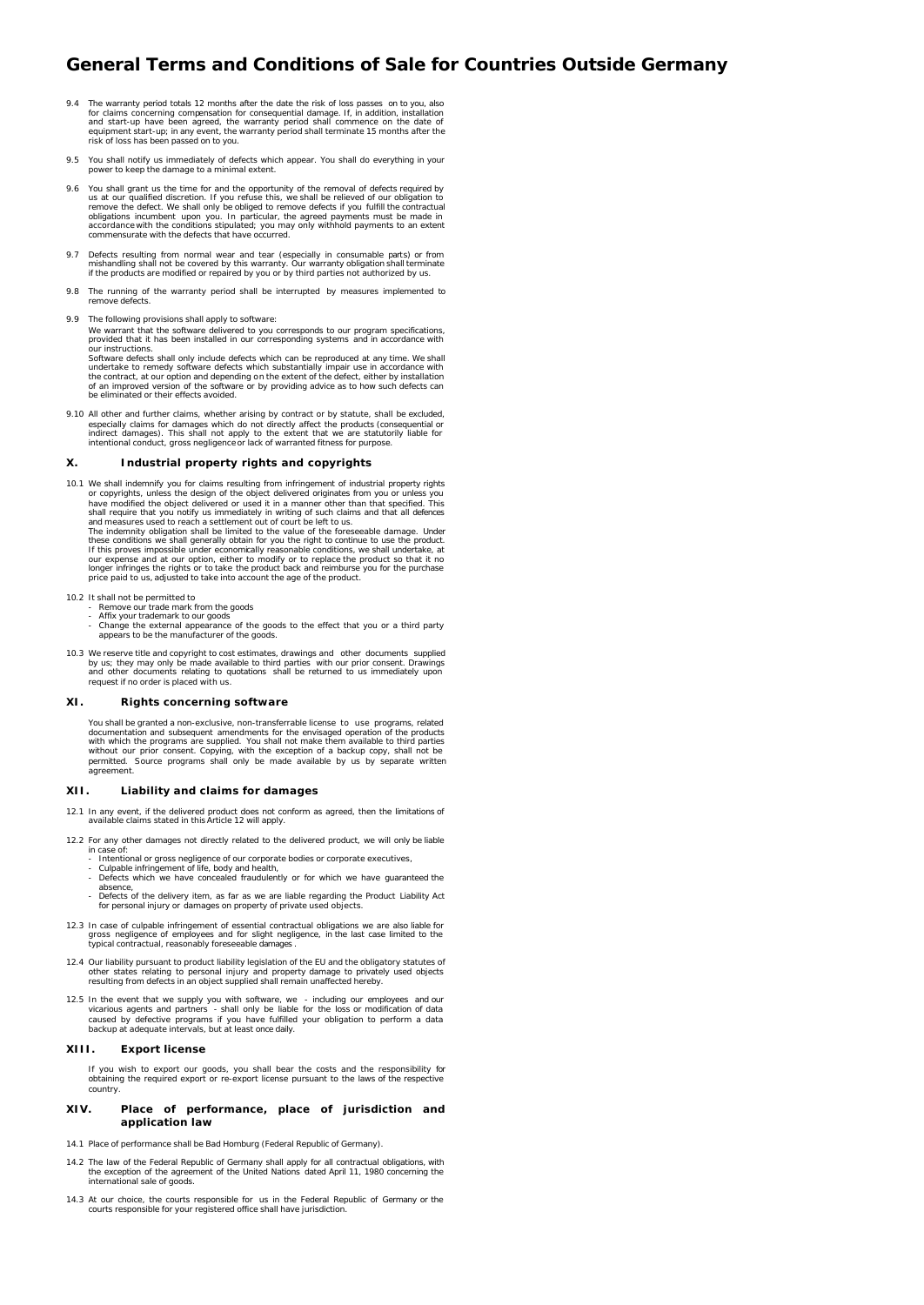# General Terms and Conditions of Sale for Countries Outside Germany

9.4 The warranty period totals 12 months after the date the risk of loss passes on to you, also for claims concerning compensation for consequential damage. If, in addition, installation and start-up have been agreed, the warranty period shall commence on the date of equipment start-up; in any event, the warranty period shall terminate 15 months after the risk of loss has been passed on to you.

9.5 You shall notify us immediately of defects which appear. You shall do everything in your power to keep the damage to a minimal extent.

9.6 You shall grant us the time for and the opportunity of the removal of defects required by us at our qualified discretion. If you refuse this, we shall be relieved of our obligation to remove the defect. We shall only be obliged to remove defects if you fulfill the contractual obligations incumbent upon you. In particular, the agreed payments must be made in accordance with the conditions stipulated; you may only withhold payments to an extent commensurate with the defects that have occurred.

9.7 Defects resulting from normal wear and tear (especially in consumable parts) or from mishandling shall not be covered by this warranty. Our warranty obligation shall terminate if the products are modified or repaired by you or by third parties not authorized by us.

9.8 The running of the warranty period shall be interrupted by measures implemented to remove defects.

9.9 The following provisions shall apply to software:
We warrant that the software delivered to you corresponds to our program specifications, provided that it has been installed in our corresponding systems and in accordance with our instructions.
Software defects shall only include defects which can be reproduced at any time. We shall undertake to remedy software defects which substantially impair use in accordance with the contract, at our option and depending on the extent of the defect, either by installation of an improved version of the software or by providing advice as to how such defects can be eliminated or their effects avoided.

9.10 All other and further claims, whether arising by contract or by statute, shall be excluded, especially claims for damages which do not directly affect the products (consequential or indirect damages). This shall not apply to the extent that we are statutorily liable for intentional conduct, gross negligence or lack of warranted fitness for purpose.

## X. Industrial property rights and copyrights

10.1 We shall indemnify you for claims resulting from infringement of industrial property rights or copyrights, unless the design of the object delivered originates from you or unless you have modified the object delivered or used it in a manner other than that specified. This shall require that you notify us immediately in writing of such claims and that all defences and measures used to reach a settlement out of court be left to us.
The indemnity obligation shall be limited to the value of the foreseeable damage. Under these conditions we shall generally obtain for you the right to continue to use the product. If this proves impossible under economically reasonable conditions, we shall undertake, at our expense and at our option, either to modify or to replace the product so that it no longer infringes the rights or to take the product back and reimburse you for the purchase price paid to us, adjusted to take into account the age of the product.

10.2 It shall not be permitted to
- Remove our trade mark from the goods
- Affix your trademark to our goods
- Change the external appearance of the goods to the effect that you or a third party appears to be the manufacturer of the goods.

10.3 We reserve title and copyright to cost estimates, drawings and other documents supplied by us; they may only be made available to third parties with our prior consent. Drawings and other documents relating to quotations shall be returned to us immediately upon request if no order is placed with us.

## XI. Rights concerning software

You shall be granted a non-exclusive, non-transferrable license to use programs, related documentation and subsequent amendments for the envisaged operation of the products with which the programs are supplied. You shall not make them available to third parties without our prior consent. Copying, with the exception of a backup copy, shall not be permitted. Source programs shall only be made available by us by separate written agreement.

## XII. Liability and claims for damages

12.1 In any event, if the delivered product does not conform as agreed, then the limitations of available claims stated in this Article 12 will apply.

12.2 For any other damages not directly related to the delivered product, we will only be liable in case of:
- Intentional or gross negligence of our corporate bodies or corporate executives,
- Culpable infringement of life, body and health,
- Defects which we have concealed fraudulently or for which we have guaranteed the absence,
- Defects of the delivery item, as far as we are liable regarding the Product Liability Act for personal injury or damages on property of private used objects.

12.3 In case of culpable infringement of essential contractual obligations we are also liable for gross negligence of employees and for slight negligence, in the last case limited to the typical contractual, reasonably foreseeable damages .

12.4 Our liability pursuant to product liability legislation of the EU and the obligatory statutes of other states relating to personal injury and property damage to privately used objects resulting from defects in an object supplied shall remain unaffected hereby.

12.5 In the event that we supply you with software, we - including our employees and our vicarious agents and partners - shall only be liable for the loss or modification of data caused by defective programs if you have fulfilled your obligation to perform a data backup at adequate intervals, but at least once daily.

## XIII. Export license

If you wish to export our goods, you shall bear the costs and the responsibility for obtaining the required export or re-export license pursuant to the laws of the respective country.

## XIV. Place of performance, place of jurisdiction and application law

14.1 Place of performance shall be Bad Homburg (Federal Republic of Germany).

14.2 The law of the Federal Republic of Germany shall apply for all contractual obligations, with the exception of the agreement of the United Nations dated April 11, 1980 concerning the international sale of goods.

14.3 At our choice, the courts responsible for us in the Federal Republic of Germany or the courts responsible for your registered office shall have jurisdiction.